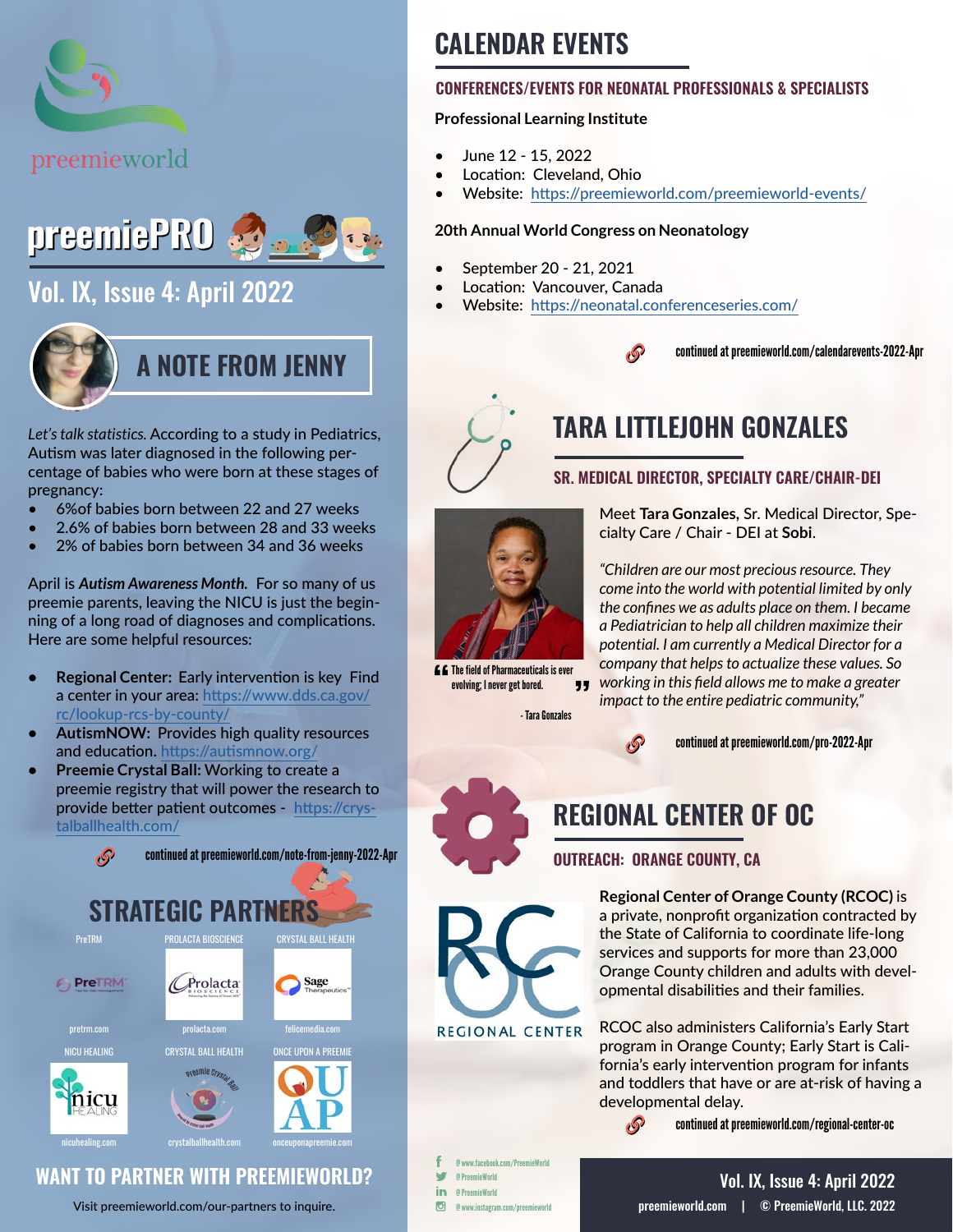preemieworld

# preemiePRO

## Vol. IX, Issue 4: April 2022

## A NOTE FROM JENNY

*Let's talk statistics.* According to a study in Pediatrics, Autism was later diagnosed in the following percentage of babies who were born at these stages of pregnancy:

- 6%of babies born between 22 and 27 weeks
- 2.6% of babies born between 28 and 33 weeks
- 2% of babies born between 34 and 36 weeks

April is ***Autism Awareness Month.*** For so many of us preemie parents, leaving the NICU is just the beginning of a long road of diagnoses and complications. Here are some helpful resources:

- **Regional Center:** Early intervention is key Find a center in your area: https://www.dds.ca.gov/rc/lookup-rcs-by-county/
- **AutismNOW:** Provides high quality resources and education. https://autismnow.org/
- **Preemie Crystal Ball:** Working to create a preemie registry that will power the research to provide better patient outcomes - https://crystalballhealth.com/

continued at preemieworld.com/note-from-jenny-2022-Apr

## STRATEGIC PARTNERS

| PreTRM | PROLACTA BIOSCIENCE | CRYSTAL BALL HEALTH |
|---|---|---|
| pretrm.com | prolacta.com | felicemedia.com |

| NICU HEALING | CRYSTAL BALL HEALTH | ONCE UPON A PREEMIE |
|---|---|---|
| nicuhealing.com | crystalballhealth.com | onceuponapreemie.com |

## WANT TO PARTNER WITH PREEMIEWORLD?

Visit preemieworld.com/our-partners to inquire.

# CALENDAR EVENTS

### CONFERENCES/EVENTS FOR NEONATAL PROFESSIONALS & SPECIALISTS

**Professional Learning Institute**

- June 12 - 15, 2022
- Location: Cleveland, Ohio
- Website: https://preemieworld.com/preemieworld-events/

**20th Annual World Congress on Neonatology**

- September 20 - 21, 2021
- Location: Vancouver, Canada
- Website: https://neonatal.conferenceseries.com/

continued at preemieworld.com/calendarevents-2022-Apr

## TARA LITTLEJOHN GONZALES

### SR. MEDICAL DIRECTOR, SPECIALTY CARE/CHAIR-DEI

"The field of Pharmaceuticals is ever evolving; I never get bored."

- Tara Gonzales

Meet **Tara Gonzales,** Sr. Medical Director, Specialty Care / Chair - DEI at **Sobi**.

*"Children are our most precious resource. They come into the world with potential limited by only the confines we as adults place on them. I became a Pediatrician to help all children maximize their potential. I am currently a Medical Director for a company that helps to actualize these values. So working in this field allows me to make a greater impact to the entire pediatric community,"*

continued at preemieworld.com/pro-2022-Apr

## REGIONAL CENTER OF OC

### OUTREACH: ORANGE COUNTY, CA

**Regional Center of Orange County (RCOC)** is a private, nonprofit organization contracted by the State of California to coordinate life-long services and supports for more than 23,000 Orange County children and adults with developmental disabilities and their families.

RCOC also administers California's Early Start program in Orange County; Early Start is California's early intervention program for infants and toddlers that have or are at-risk of having a developmental delay.

continued at preemieworld.com/regional-center-oc

@www.facebook.com/PreemieWorld
@PreemieWorld
@PreemieWorld
@www.instagram.com/preemieworld

preemieworld.com | © PreemieWorld, LLC. 2022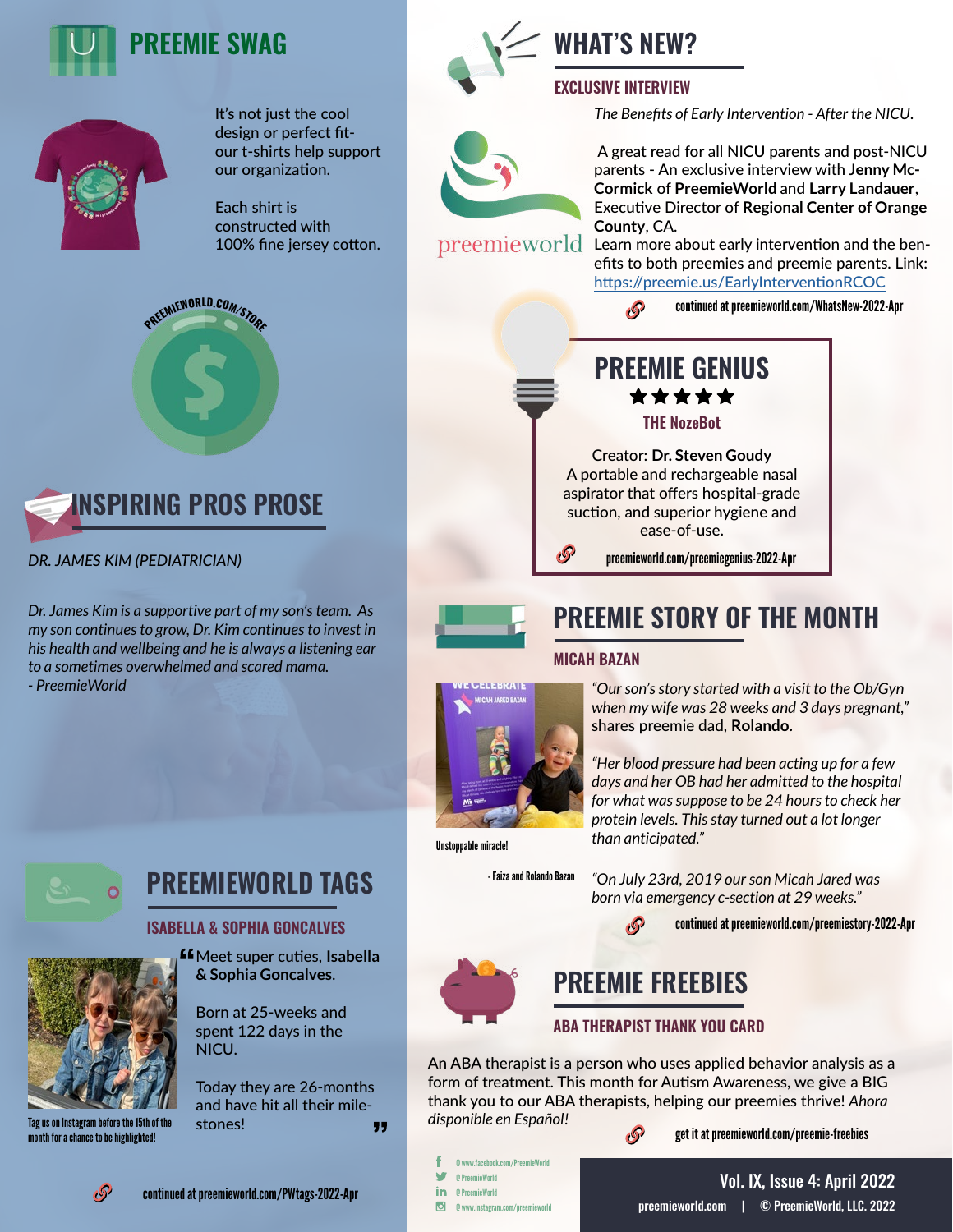## PREEMIE SWAG

It's not just the cool design or perfect fit- our t-shirts help support our organization.

Each shirt is constructed with 100% fine jersey cotton.

PREEMIEWORLD.COM/STORE

## INSPIRING PROS PROSE

*DR. JAMES KIM (PEDIATRICIAN)*

*Dr. James Kim is a supportive part of my son's team. As my son continues to grow, Dr. Kim continues to invest in his health and wellbeing and he is always a listening ear to a sometimes overwhelmed and scared mama.*
*- PreemieWorld*

## PREEMIEWORLD TAGS

### ISABELLA & SOPHIA GONCALVES

"Meet super cuties, **Isabella & Sophia Goncalves**.

Born at 25-weeks and spent 122 days in the NICU.

Today they are 26-months and have hit all their milestones!"

Tag us on Instagram before the 15th of the month for a chance to be highlighted!

continued at preemieworld.com/PWtags-2022-Apr

## WHAT'S NEW?

### EXCLUSIVE INTERVIEW

*The Benefits of Early Intervention - After the NICU.*

A great read for all NICU parents and post-NICU parents - An exclusive interview with **Jenny McCormick** of **PreemieWorld** and **Larry Landauer**, Executive Director of **Regional Center of Orange County**, CA. Learn more about early intervention and the benefits to both preemies and preemie parents. Link: https://preemie.us/EarlyInterventionRCOC

continued at preemieworld.com/WhatsNew-2022-Apr

## PREEMIE GENIUS

★★★★★

### THE NozeBot

Creator: **Dr. Steven Goudy**
A portable and rechargeable nasal aspirator that offers hospital-grade suction, and superior hygiene and ease-of-use.

preemieworld.com/preemiegenius-2022-Apr

## PREEMIE STORY OF THE MONTH

### MICAH BAZAN

*"Our son's story started with a visit to the Ob/Gyn when my wife was 28 weeks and 3 days pregnant,"* shares preemie dad, **Rolando.**

*"Her blood pressure had been acting up for a few days and her OB had her admitted to the hospital for what was suppose to be 24 hours to check her protein levels. This stay turned out a lot longer than anticipated."*

*"On July 23rd, 2019 our son Micah Jared was born via emergency c-section at 29 weeks."*

Unstoppable miracle!

- Faiza and Rolando Bazan

continued at preemieworld.com/preemiestory-2022-Apr

## PREEMIE FREEBIES

### ABA THERAPIST THANK YOU CARD

An ABA therapist is a person who uses applied behavior analysis as a form of treatment. This month for Autism Awareness, we give a BIG thank you to our ABA therapists, helping our preemies thrive! *Ahora disponible en Español!*

get it at preemieworld.com/preemie-freebies

@www.facebook.com/PreemieWorld
@PreemieWorld
@PreemieWorld
@www.instagram.com/preemieworld

Vol. IX, Issue 4: April 2022
preemieworld.com | © PreemieWorld, LLC. 2022